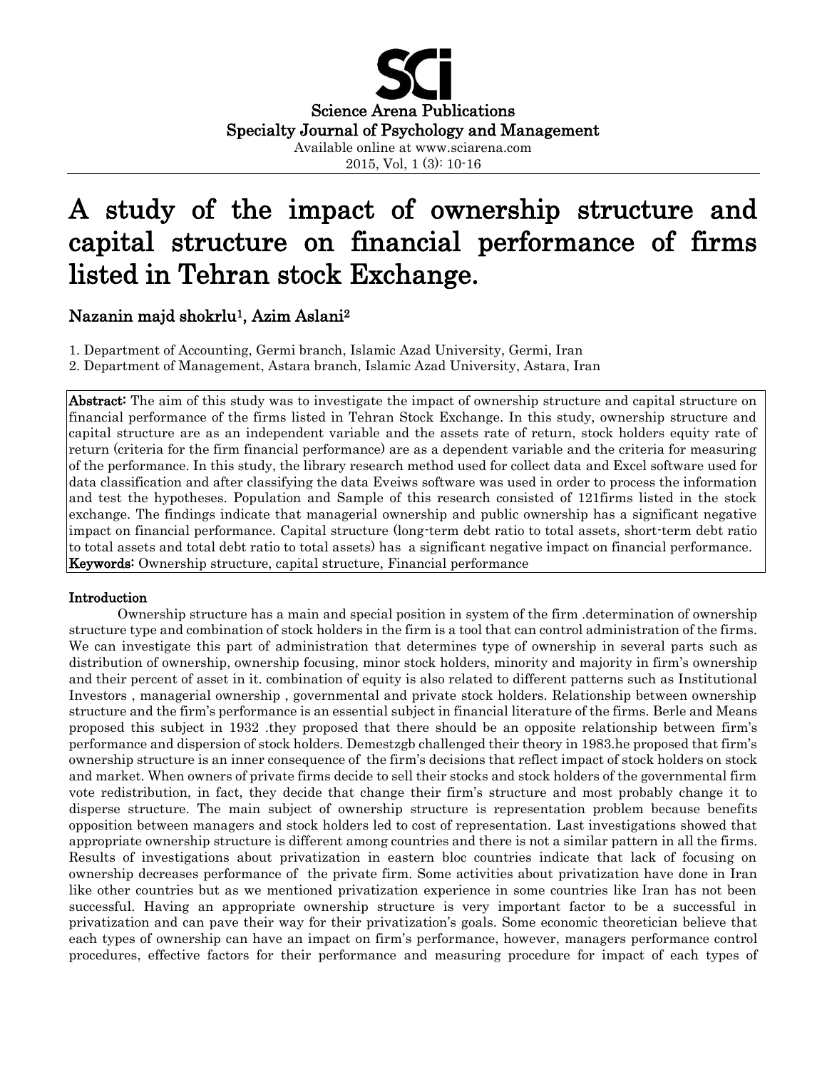Science Arena Publications
Specialty Journal of Psychology and Management
Available online at www.sciarena.com

# A study of the impact of ownership structure and capital structure on financial performance of firms listed in Tehran stock Exchange.

**Nazanin majd shokrlu[1], Azim Aslani[2]**

1. Department of Accounting, Germi branch, Islamic Azad University, Germi, Iran
2. Department of Management, Astara branch, Islamic Azad University, Astara, Iran

**Abstract:** The aim of this study was to investigate the impact of ownership structure and capital structure on financial performance of the firms listed in Tehran Stock Exchange. In this study, ownership structure and capital structure are as an independent variable and the assets rate of return, stock holders equity rate of return (criteria for the firm financial performance) are as a dependent variable and the criteria for measuring of the performance. In this study, the library research method used for collect data and Excel software used for data classification and after classifying the data Eveiws software was used in order to process the information and test the hypotheses. Population and Sample of this research consisted of 121firms listed in the stock exchange. The findings indicate that managerial ownership and public ownership has a significant negative impact on financial performance. Capital structure (long-term debt ratio to total assets, short-term debt ratio to total assets and total debt ratio to total assets) has a significant negative impact on financial performance.

**Keywords:** Ownership structure, capital structure, Financial performance

## Introduction

Ownership structure has a main and special position in system of the firm .determination of ownership structure type and combination of stock holders in the firm is a tool that can control administration of the firms. We can investigate this part of administration that determines type of ownership in several parts such as distribution of ownership, ownership focusing, minor stock holders, minority and majority in firm's ownership and their percent of asset in it. combination of equity is also related to different patterns such as Institutional Investors , managerial ownership , governmental and private stock holders. Relationship between ownership structure and the firm's performance is an essential subject in financial literature of the firms. Berle and Means proposed this subject in 1932 .they proposed that there should be an opposite relationship between firm's performance and dispersion of stock holders. Demestzgb challenged their theory in 1983.he proposed that firm's ownership structure is an inner consequence of the firm's decisions that reflect impact of stock holders on stock and market. When owners of private firms decide to sell their stocks and stock holders of the governmental firm vote redistribution, in fact, they decide that change their firm's structure and most probably change it to disperse structure. The main subject of ownership structure is representation problem because benefits opposition between managers and stock holders led to cost of representation. Last investigations showed that appropriate ownership structure is different among countries and there is not a similar pattern in all the firms. Results of investigations about privatization in eastern bloc countries indicate that lack of focusing on ownership decreases performance of the private firm. Some activities about privatization have done in Iran like other countries but as we mentioned privatization experience in some countries like Iran has not been successful. Having an appropriate ownership structure is very important factor to be a successful in privatization and can pave their way for their privatization's goals. Some economic theoretician believe that each types of ownership can have an impact on firm's performance, however, managers performance control procedures, effective factors for their performance and measuring procedure for impact of each types of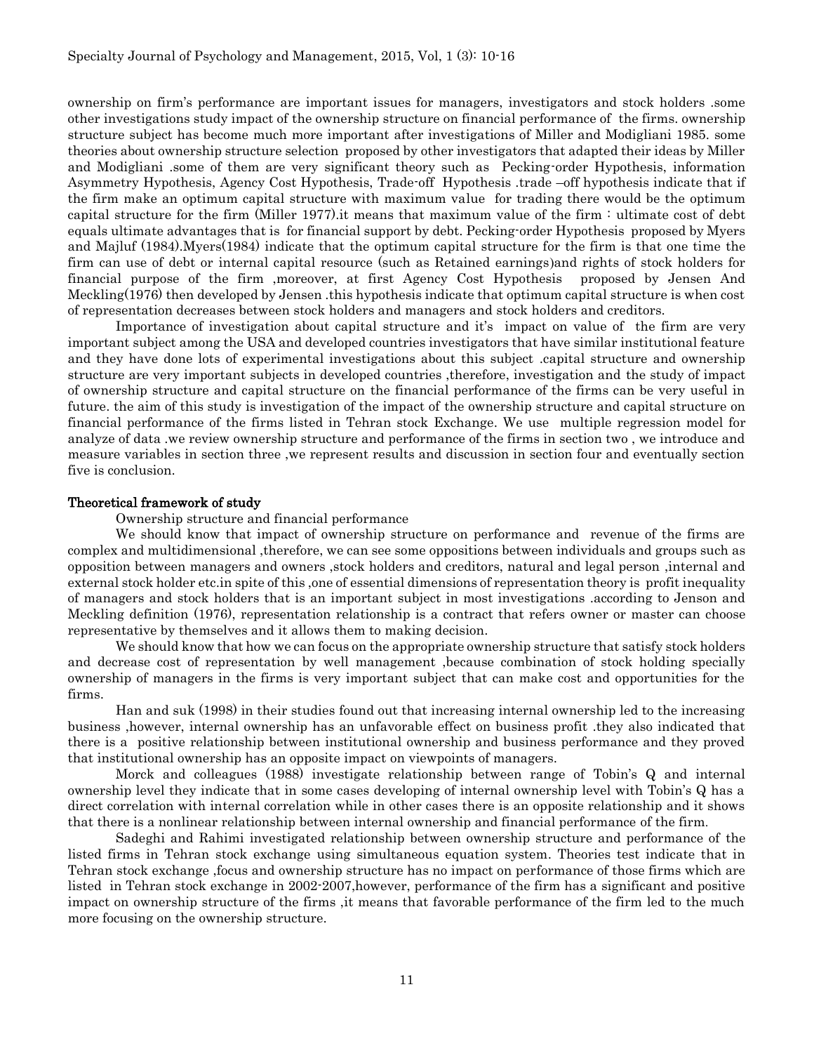ownership on firm's performance are important issues for managers, investigators and stock holders .some other investigations study impact of the ownership structure on financial performance of the firms. ownership structure subject has become much more important after investigations of Miller and Modigliani 1985. some theories about ownership structure selection proposed by other investigators that adapted their ideas by Miller and Modigliani .some of them are very significant theory such as Pecking-order Hypothesis, information Asymmetry Hypothesis, Agency Cost Hypothesis, Trade-off Hypothesis .trade –off hypothesis indicate that if the firm make an optimum capital structure with maximum value for trading there would be the optimum capital structure for the firm (Miller 1977).it means that maximum value of the firm : ultimate cost of debt equals ultimate advantages that is for financial support by debt. Pecking-order Hypothesis proposed by Myers and Majluf (1984).Myers(1984) indicate that the optimum capital structure for the firm is that one time the firm can use of debt or internal capital resource (such as Retained earnings)and rights of stock holders for financial purpose of the firm ,moreover, at first Agency Cost Hypothesis proposed by Jensen And Meckling(1976) then developed by Jensen .this hypothesis indicate that optimum capital structure is when cost of representation decreases between stock holders and managers and stock holders and creditors.

Importance of investigation about capital structure and it's impact on value of the firm are very important subject among the USA and developed countries investigators that have similar institutional feature and they have done lots of experimental investigations about this subject .capital structure and ownership structure are very important subjects in developed countries ,therefore, investigation and the study of impact of ownership structure and capital structure on the financial performance of the firms can be very useful in future. the aim of this study is investigation of the impact of the ownership structure and capital structure on financial performance of the firms listed in Tehran stock Exchange. We use multiple regression model for analyze of data .we review ownership structure and performance of the firms in section two , we introduce and measure variables in section three ,we represent results and discussion in section four and eventually section five is conclusion.

## Theoretical framework of study

Ownership structure and financial performance

We should know that impact of ownership structure on performance and revenue of the firms are complex and multidimensional ,therefore, we can see some oppositions between individuals and groups such as opposition between managers and owners ,stock holders and creditors, natural and legal person ,internal and external stock holder etc.in spite of this ,one of essential dimensions of representation theory is profit inequality of managers and stock holders that is an important subject in most investigations .according to Jenson and Meckling definition (1976), representation relationship is a contract that refers owner or master can choose representative by themselves and it allows them to making decision.

We should know that how we can focus on the appropriate ownership structure that satisfy stock holders and decrease cost of representation by well management ,because combination of stock holding specially ownership of managers in the firms is very important subject that can make cost and opportunities for the firms.

Han and suk (1998) in their studies found out that increasing internal ownership led to the increasing business ,however, internal ownership has an unfavorable effect on business profit .they also indicated that there is a positive relationship between institutional ownership and business performance and they proved that institutional ownership has an opposite impact on viewpoints of managers.

Morck and colleagues (1988) investigate relationship between range of Tobin's Q and internal ownership level they indicate that in some cases developing of internal ownership level with Tobin's Q has a direct correlation with internal correlation while in other cases there is an opposite relationship and it shows that there is a nonlinear relationship between internal ownership and financial performance of the firm.

Sadeghi and Rahimi investigated relationship between ownership structure and performance of the listed firms in Tehran stock exchange using simultaneous equation system. Theories test indicate that in Tehran stock exchange ,focus and ownership structure has no impact on performance of those firms which are listed in Tehran stock exchange in 2002-2007,however, performance of the firm has a significant and positive impact on ownership structure of the firms ,it means that favorable performance of the firm led to the much more focusing on the ownership structure.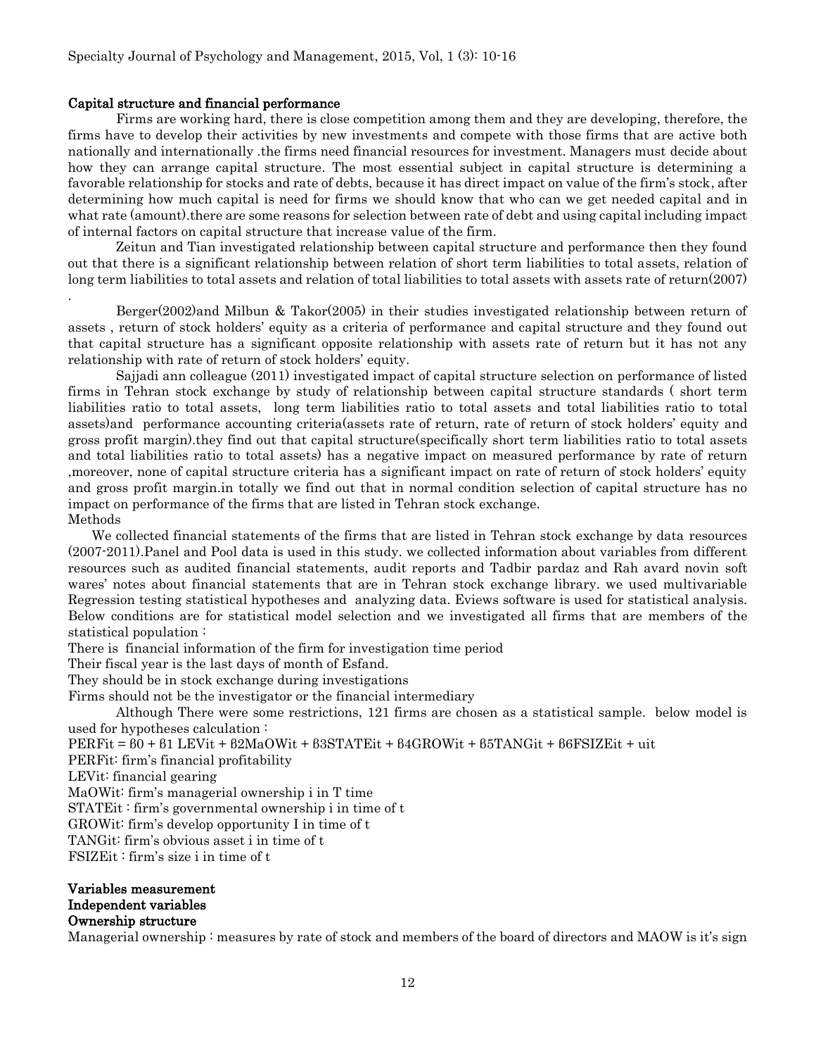## Capital structure and financial performance

Firms are working hard, there is close competition among them and they are developing, therefore, the firms have to develop their activities by new investments and compete with those firms that are active both nationally and internationally .the firms need financial resources for investment. Managers must decide about how they can arrange capital structure. The most essential subject in capital structure is determining a favorable relationship for stocks and rate of debts, because it has direct impact on value of the firm's stock, after determining how much capital is need for firms we should know that who can we get needed capital and in what rate (amount).there are some reasons for selection between rate of debt and using capital including impact of internal factors on capital structure that increase value of the firm.

Zeitun and Tian investigated relationship between capital structure and performance then they found out that there is a significant relationship between relation of short term liabilities to total assets, relation of long term liabilities to total assets and relation of total liabilities to total assets with assets rate of return(2007)
.

Berger(2002)and Milbun & Takor(2005) in their studies investigated relationship between return of assets , return of stock holders' equity as a criteria of performance and capital structure and they found out that capital structure has a significant opposite relationship with assets rate of return but it has not any relationship with rate of return of stock holders' equity.

Sajjadi ann colleague (2011) investigated impact of capital structure selection on performance of listed firms in Tehran stock exchange by study of relationship between capital structure standards ( short term liabilities ratio to total assets, long term liabilities ratio to total assets and total liabilities ratio to total assets)and performance accounting criteria(assets rate of return, rate of return of stock holders' equity and gross profit margin).they find out that capital structure(specifically short term liabilities ratio to total assets and total liabilities ratio to total assets) has a negative impact on measured performance by rate of return ,moreover, none of capital structure criteria has a significant impact on rate of return of stock holders' equity and gross profit margin.in totally we find out that in normal condition selection of capital structure has no impact on performance of the firms that are listed in Tehran stock exchange.

Methods

We collected financial statements of the firms that are listed in Tehran stock exchange by data resources (2007-2011).Panel and Pool data is used in this study. we collected information about variables from different resources such as audited financial statements, audit reports and Tadbir pardaz and Rah avard novin soft wares' notes about financial statements that are in Tehran stock exchange library. we used multivariable Regression testing statistical hypotheses and analyzing data. Eviews software is used for statistical analysis. Below conditions are for statistical model selection and we investigated all firms that are members of the statistical population :

There is financial information of the firm for investigation time period

Their fiscal year is the last days of month of Esfand.

They should be in stock exchange during investigations

Firms should not be the investigator or the financial intermediary

Although There were some restrictions, 121 firms are chosen as a statistical sample. below model is used for hypotheses calculation :

$$PERF_{it} = \beta_0 + \beta_1 LEV_{it} + \beta_2 MaOW_{it} + \beta_3 STATE_{it} + \beta_4 GROW_{it} + \beta_5 TANG_{it} + \beta_6 FSIZE_{it} + u_{it}$$

$PERF_{it}$: firm's financial profitability

$LEV_{it}$: financial gearing

$MaOW_{it}$: firm's managerial ownership i in T time

$STATE_{it}$ : firm's governmental ownership i in time of t

$GROW_{it}$: firm's develop opportunity I in time of t

$TANG_{it}$: firm's obvious asset i in time of t

$FSIZE_{it}$ : firm's size i in time of t

## Variables measurement

### Independent variables

### Ownership structure

Managerial ownership : measures by rate of stock and members of the board of directors and MAOW is it's sign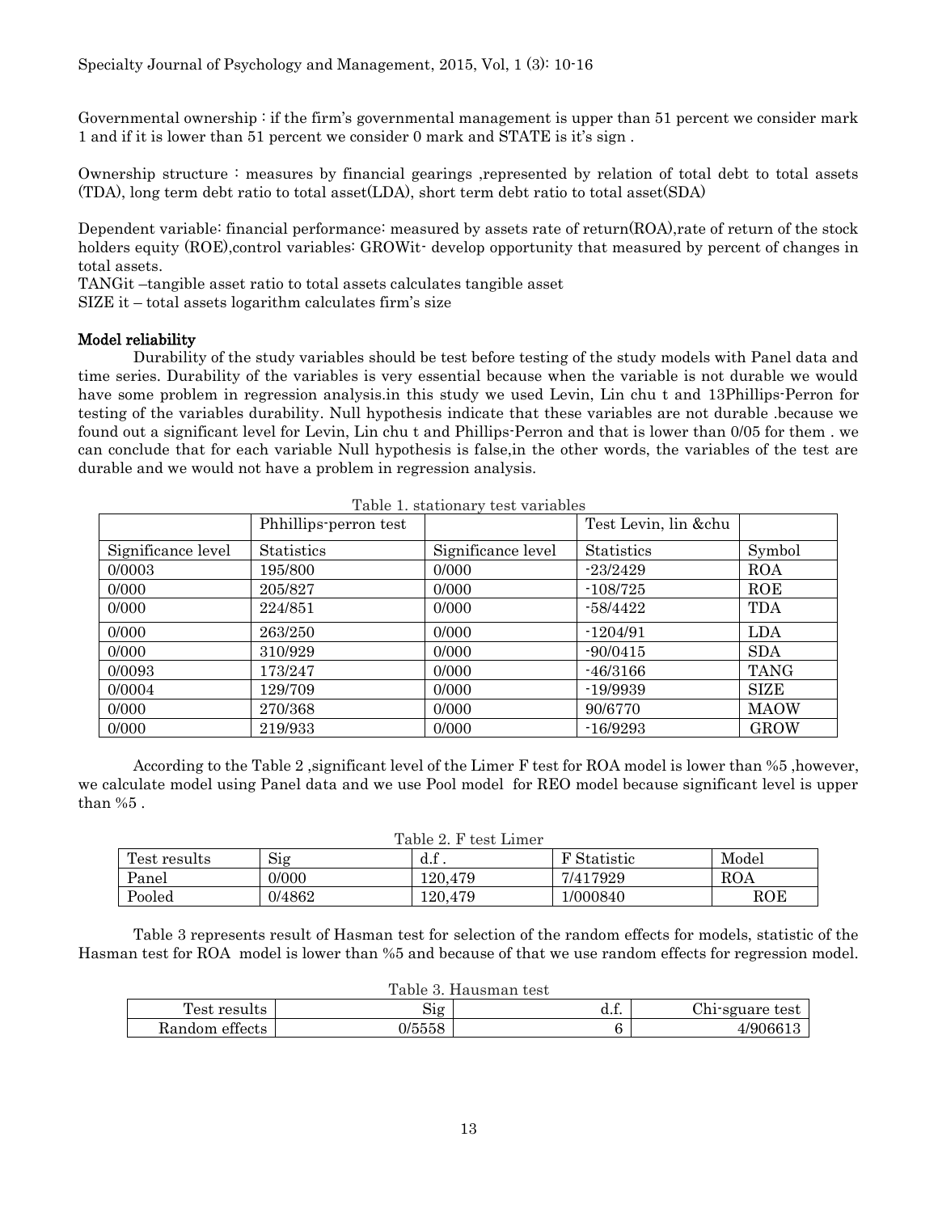Governmental ownership : if the firm's governmental management is upper than 51 percent we consider mark 1 and if it is lower than 51 percent we consider 0 mark and STATE is it's sign .

Ownership structure : measures by financial gearings ,represented by relation of total debt to total assets (TDA), long term debt ratio to total asset(LDA), short term debt ratio to total asset(SDA)

Dependent variable: financial performance: measured by assets rate of return(ROA),rate of return of the stock holders equity (ROE),control variables: GROWit- develop opportunity that measured by percent of changes in total assets.

TANGit –tangible asset ratio to total assets calculates tangible asset

SIZE it – total assets logarithm calculates firm's size

### Model reliability

Durability of the study variables should be test before testing of the study models with Panel data and time series. Durability of the variables is very essential because when the variable is not durable we would have some problem in regression analysis.in this study we used Levin, Lin chu t and 13Phillips-Perron for testing of the variables durability. Null hypothesis indicate that these variables are not durable .because we found out a significant level for Levin, Lin chu t and Phillips-Perron and that is lower than 0/05 for them . we can conclude that for each variable Null hypothesis is false,in the other words, the variables of the test are durable and we would not have a problem in regression analysis.

Table 1. stationary test variables

| | Phhillips-perron test | | Test Levin, lin &chu | |
|---|---|---|---|---|
| Significance level | Statistics | Significance level | Statistics | Symbol |
| 0/0003 | 195/800 | 0/000 | -23/2429 | ROA |
| 0/000 | 205/827 | 0/000 | -108/725 | ROE |
| 0/000 | 224/851 | 0/000 | -58/4422 | TDA |
| 0/000 | 263/250 | 0/000 | -1204/91 | LDA |
| 0/000 | 310/929 | 0/000 | -90/0415 | SDA |
| 0/0093 | 173/247 | 0/000 | -46/3166 | TANG |
| 0/0004 | 129/709 | 0/000 | -19/9939 | SIZE |
| 0/000 | 270/368 | 0/000 | 90/6770 | MAOW |
| 0/000 | 219/933 | 0/000 | -16/9293 | GROW |

According to the Table 2 ,significant level of the Limer F test for ROA model is lower than %5 ,however, we calculate model using Panel data and we use Pool model for REO model because significant level is upper than %5 .

Table 2. F test Limer

| Test results | Sig | d.f . | F Statistic | Model |
|---|---|---|---|---|
| Panel | 0/000 | 120,479 | 7/417929 | ROA |
| Pooled | 0/4862 | 120,479 | 1/000840 | ROE |

Table 3 represents result of Hasman test for selection of the random effects for models, statistic of the Hasman test for ROA model is lower than %5 and because of that we use random effects for regression model.

Table 3. Hausman test

| Test results | Sig | d.f. | Chi-sguare test |
|---|---|---|---|
| Random effects | 0/5558 | 6 | 4/906613 |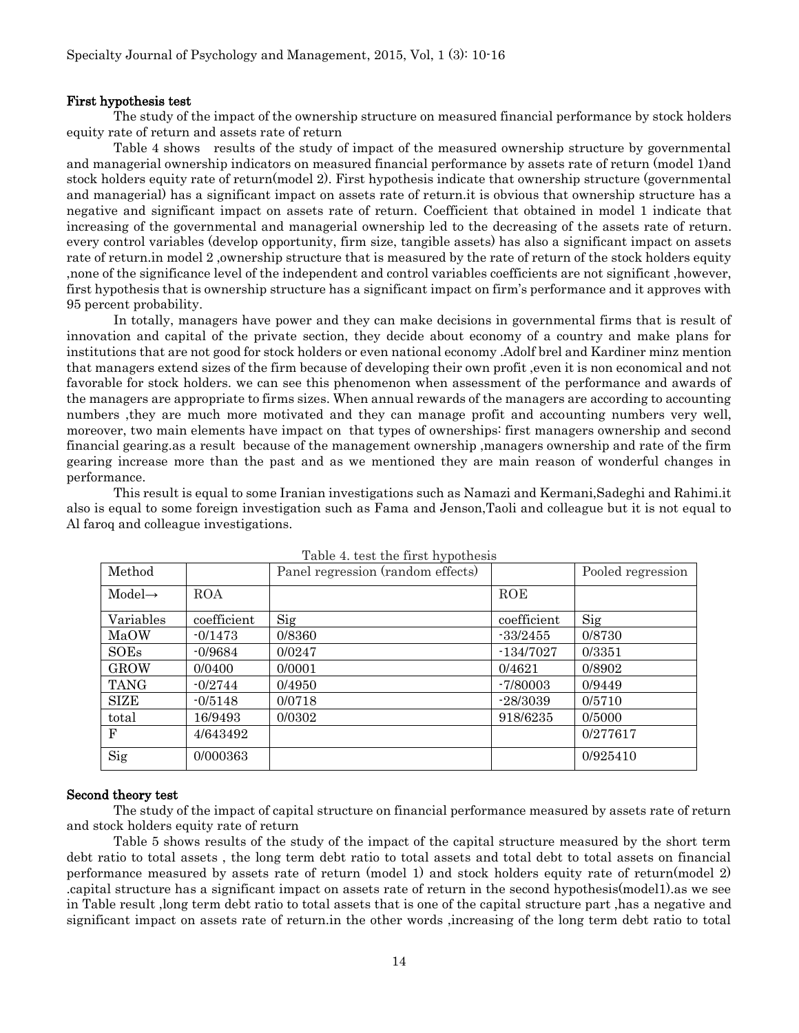**First hypothesis test**

The study of the impact of the ownership structure on measured financial performance by stock holders equity rate of return and assets rate of return

Table 4 shows results of the study of impact of the measured ownership structure by governmental and managerial ownership indicators on measured financial performance by assets rate of return (model 1)and stock holders equity rate of return(model 2). First hypothesis indicate that ownership structure (governmental and managerial) has a significant impact on assets rate of return.it is obvious that ownership structure has a negative and significant impact on assets rate of return. Coefficient that obtained in model 1 indicate that increasing of the governmental and managerial ownership led to the decreasing of the assets rate of return. every control variables (develop opportunity, firm size, tangible assets) has also a significant impact on assets rate of return.in model 2 ,ownership structure that is measured by the rate of return of the stock holders equity ,none of the significance level of the independent and control variables coefficients are not significant ,however, first hypothesis that is ownership structure has a significant impact on firm's performance and it approves with 95 percent probability.

In totally, managers have power and they can make decisions in governmental firms that is result of innovation and capital of the private section, they decide about economy of a country and make plans for institutions that are not good for stock holders or even national economy .Adolf brel and Kardiner minz mention that managers extend sizes of the firm because of developing their own profit ,even it is non economical and not favorable for stock holders. we can see this phenomenon when assessment of the performance and awards of the managers are appropriate to firms sizes. When annual rewards of the managers are according to accounting numbers ,they are much more motivated and they can manage profit and accounting numbers very well, moreover, two main elements have impact on that types of ownerships: first managers ownership and second financial gearing.as a result because of the management ownership ,managers ownership and rate of the firm gearing increase more than the past and as we mentioned they are main reason of wonderful changes in performance.

This result is equal to some Iranian investigations such as Namazi and Kermani,Sadeghi and Rahimi.it also is equal to some foreign investigation such as Fama and Jenson,Taoli and colleague but it is not equal to Al faroq and colleague investigations.

Table 4. test the first hypothesis

| Method | | Panel regression (random effects) | | Pooled regression |
|---|---|---|---|---|
| Model→ | ROA | | ROE | |
| Variables | coefficient | Sig | coefficient | Sig |
| MaOW | -0/1473 | 0/8360 | -33/2455 | 0/8730 |
| SOEs | -0/9684 | 0/0247 | -134/7027 | 0/3351 |
| GROW | 0/0400 | 0/0001 | 0/4621 | 0/8902 |
| TANG | -0/2744 | 0/4950 | -7/80003 | 0/9449 |
| SIZE | -0/5148 | 0/0718 | -28/3039 | 0/5710 |
| total | 16/9493 | 0/0302 | 918/6235 | 0/5000 |
| F | 4/643492 | | | 0/277617 |
| Sig | 0/000363 | | | 0/925410 |

**Second theory test**

The study of the impact of capital structure on financial performance measured by assets rate of return and stock holders equity rate of return

Table 5 shows results of the study of the impact of the capital structure measured by the short term debt ratio to total assets , the long term debt ratio to total assets and total debt to total assets on financial performance measured by assets rate of return (model 1) and stock holders equity rate of return(model 2) .capital structure has a significant impact on assets rate of return in the second hypothesis(model1).as we see in Table result ,long term debt ratio to total assets that is one of the capital structure part ,has a negative and significant impact on assets rate of return.in the other words ,increasing of the long term debt ratio to total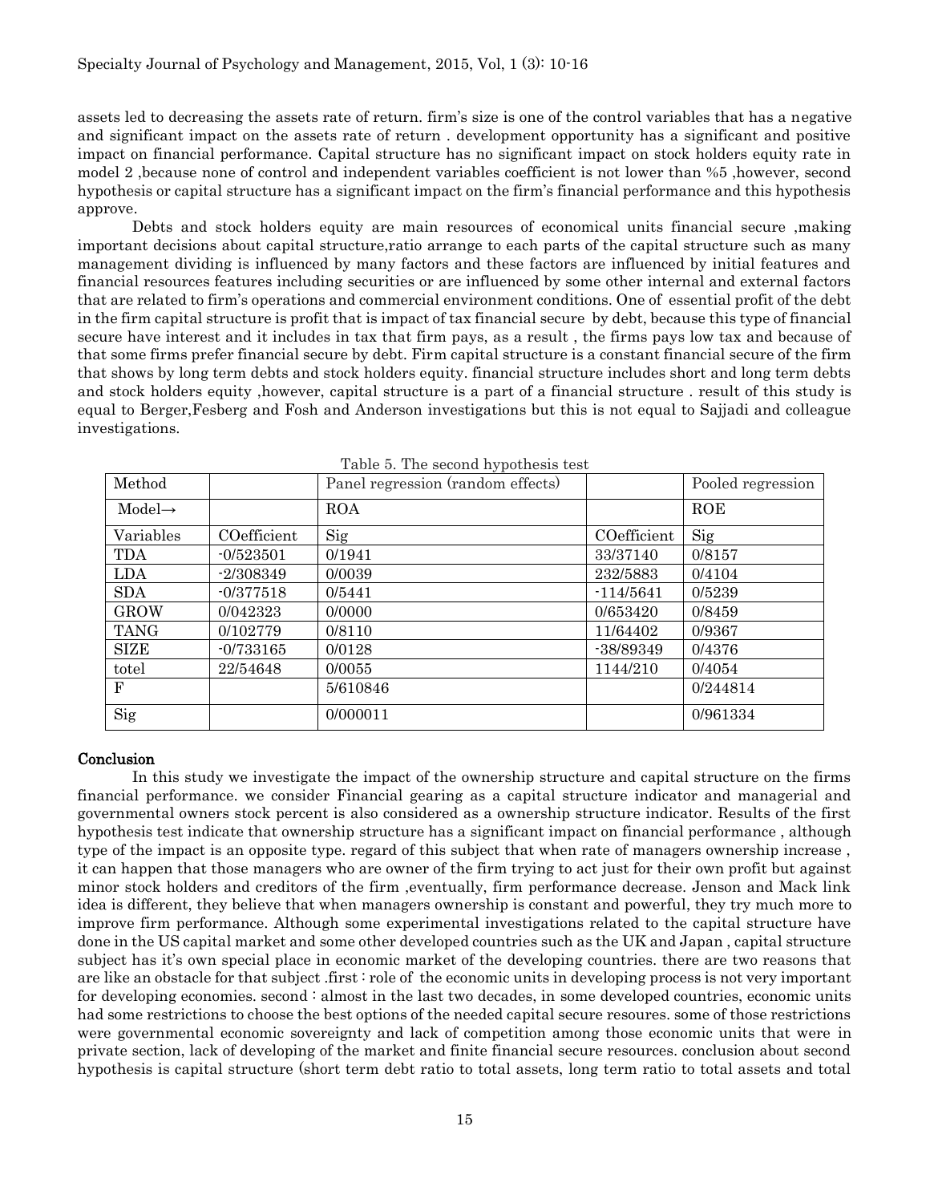assets led to decreasing the assets rate of return. firm's size is one of the control variables that has a negative and significant impact on the assets rate of return . development opportunity has a significant and positive impact on financial performance. Capital structure has no significant impact on stock holders equity rate in model 2 ,because none of control and independent variables coefficient is not lower than %5 ,however, second hypothesis or capital structure has a significant impact on the firm's financial performance and this hypothesis approve.

Debts and stock holders equity are main resources of economical units financial secure ,making important decisions about capital structure,ratio arrange to each parts of the capital structure such as many management dividing is influenced by many factors and these factors are influenced by initial features and financial resources features including securities or are influenced by some other internal and external factors that are related to firm's operations and commercial environment conditions. One of essential profit of the debt in the firm capital structure is profit that is impact of tax financial secure by debt, because this type of financial secure have interest and it includes in tax that firm pays, as a result , the firms pays low tax and because of that some firms prefer financial secure by debt. Firm capital structure is a constant financial secure of the firm that shows by long term debts and stock holders equity. financial structure includes short and long term debts and stock holders equity ,however, capital structure is a part of a financial structure . result of this study is equal to Berger,Fesberg and Fosh and Anderson investigations but this is not equal to Sajjadi and colleague investigations.

Table 5. The second hypothesis test

| Method | | Panel regression (random effects) | | Pooled regression |
|---|---|---|---|---|
| Model→ | | ROA | | ROE |
| Variables | COefficient | Sig | COefficient | Sig |
| TDA | -0/523501 | 0/1941 | 33/37140 | 0/8157 |
| LDA | -2/308349 | 0/0039 | 232/5883 | 0/4104 |
| SDA | -0/377518 | 0/5441 | -114/5641 | 0/5239 |
| GROW | 0/042323 | 0/0000 | 0/653420 | 0/8459 |
| TANG | 0/102779 | 0/8110 | 11/64402 | 0/9367 |
| SIZE | -0/733165 | 0/0128 | -38/89349 | 0/4376 |
| totel | 22/54648 | 0/0055 | 1144/210 | 0/4054 |
| F | | 5/610846 | | 0/244814 |
| Sig | | 0/000011 | | 0/961334 |

## Conclusion

In this study we investigate the impact of the ownership structure and capital structure on the firms financial performance. we consider Financial gearing as a capital structure indicator and managerial and governmental owners stock percent is also considered as a ownership structure indicator. Results of the first hypothesis test indicate that ownership structure has a significant impact on financial performance , although type of the impact is an opposite type. regard of this subject that when rate of managers ownership increase , it can happen that those managers who are owner of the firm trying to act just for their own profit but against minor stock holders and creditors of the firm ,eventually, firm performance decrease. Jenson and Mack link idea is different, they believe that when managers ownership is constant and powerful, they try much more to improve firm performance. Although some experimental investigations related to the capital structure have done in the US capital market and some other developed countries such as the UK and Japan , capital structure subject has it's own special place in economic market of the developing countries. there are two reasons that are like an obstacle for that subject .first : role of the economic units in developing process is not very important for developing economies. second : almost in the last two decades, in some developed countries, economic units had some restrictions to choose the best options of the needed capital secure resoures. some of those restrictions were governmental economic sovereignty and lack of competition among those economic units that were in private section, lack of developing of the market and finite financial secure resources. conclusion about second hypothesis is capital structure (short term debt ratio to total assets, long term ratio to total assets and total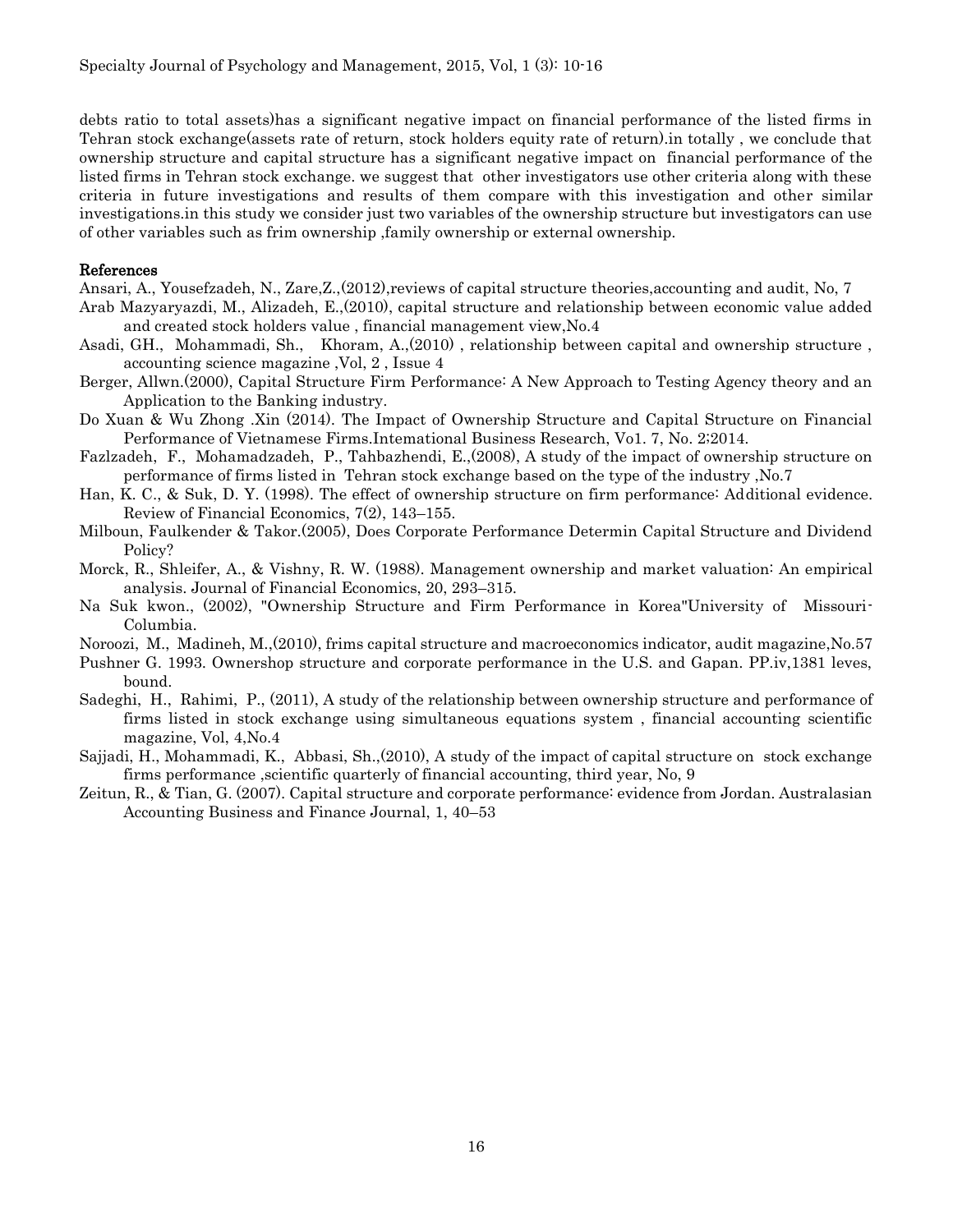debts ratio to total assets)has a significant negative impact on financial performance of the listed firms in Tehran stock exchange(assets rate of return, stock holders equity rate of return).in totally , we conclude that ownership structure and capital structure has a significant negative impact on financial performance of the listed firms in Tehran stock exchange. we suggest that other investigators use other criteria along with these criteria in future investigations and results of them compare with this investigation and other similar investigations.in this study we consider just two variables of the ownership structure but investigators can use of other variables such as frim ownership ,family ownership or external ownership.

## References

Ansari, A., Yousefzadeh, N., Zare,Z.,(2012),reviews of capital structure theories,accounting and audit, No, 7

Arab Mazyaryazdi, M., Alizadeh, E.,(2010), capital structure and relationship between economic value added and created stock holders value , financial management view,No.4

Asadi, GH., Mohammadi, Sh., Khoram, A.,(2010) , relationship between capital and ownership structure , accounting science magazine ,Vol, 2 , Issue 4

Berger, Allwn.(2000), Capital Structure Firm Performance: A New Approach to Testing Agency theory and an Application to the Banking industry.

Do Xuan & Wu Zhong .Xin (2014). The Impact of Ownership Structure and Capital Structure on Financial Performance of Vietnamese Firms.Intemational Business Research, Vo1. 7, No. 2;2014.

Fazlzadeh, F., Mohamadzadeh, P., Tahbazhendi, E.,(2008), A study of the impact of ownership structure on performance of firms listed in Tehran stock exchange based on the type of the industry ,No.7

Han, K. C., & Suk, D. Y. (1998). The effect of ownership structure on firm performance: Additional evidence. Review of Financial Economics, 7(2), 143–155.

Milboun, Faulkender & Takor.(2005), Does Corporate Performance Determin Capital Structure and Dividend Policy?

Morck, R., Shleifer, A., & Vishny, R. W. (1988). Management ownership and market valuation: An empirical analysis. Journal of Financial Economics, 20, 293–315.

Na Suk kwon., (2002), "Ownership Structure and Firm Performance in Korea"University of Missouri-Columbia.

Noroozi, M., Madineh, M.,(2010), frims capital structure and macroeconomics indicator, audit magazine,No.57

Pushner G. 1993. Ownershop structure and corporate performance in the U.S. and Gapan. PP.iv,1381 leves, bound.

Sadeghi, H., Rahimi, P., (2011), A study of the relationship between ownership structure and performance of firms listed in stock exchange using simultaneous equations system , financial accounting scientific magazine, Vol, 4,No.4

Sajjadi, H., Mohammadi, K., Abbasi, Sh.,(2010), A study of the impact of capital structure on stock exchange firms performance ,scientific quarterly of financial accounting, third year, No, 9

Zeitun, R., & Tian, G. (2007). Capital structure and corporate performance: evidence from Jordan. Australasian Accounting Business and Finance Journal, 1, 40–53